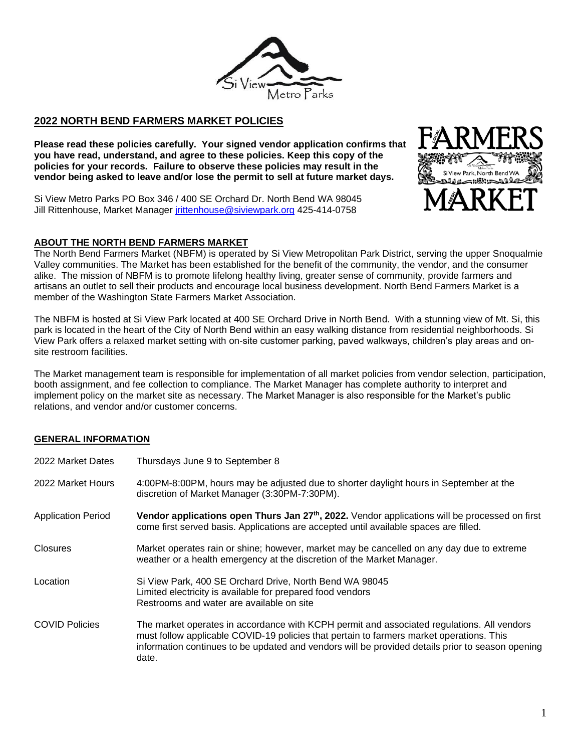## 2022 NORTH BEND FARMERS MARKET POLICIES

**Please read these policies carefully. Your signed vendor application confirms that you have read, understand, and agree to these policies. Keep this copy of the policies for your records. Failure to observe these policies may result in the vendor being asked to leave and/or lose the permit to sell at future market days.**

Si View Metro Parks PO Box 346 / 400 SE Orchard Dr. North Bend WA 98045
Jill Rittenhouse, Market Manager jrittenhouse@siviewpark.org 425-414-0758

### ABOUT THE NORTH BEND FARMERS MARKET

The North Bend Farmers Market (NBFM) is operated by Si View Metropolitan Park District, serving the upper Snoqualmie Valley communities. The Market has been established for the benefit of the community, the vendor, and the consumer alike. The mission of NBFM is to promote lifelong healthy living, greater sense of community, provide farmers and artisans an outlet to sell their products and encourage local business development. North Bend Farmers Market is a member of the Washington State Farmers Market Association.

The NBFM is hosted at Si View Park located at 400 SE Orchard Drive in North Bend. With a stunning view of Mt. Si, this park is located in the heart of the City of North Bend within an easy walking distance from residential neighborhoods. Si View Park offers a relaxed market setting with on-site customer parking, paved walkways, children's play areas and on-site restroom facilities.

The Market management team is responsible for implementation of all market policies from vendor selection, participation, booth assignment, and fee collection to compliance. The Market Manager has complete authority to interpret and implement policy on the market site as necessary. The Market Manager is also responsible for the Market's public relations, and vendor and/or customer concerns.

### GENERAL INFORMATION

| | |
|---|---|
| 2022 Market Dates | Thursdays June 9 to September 8 |
| 2022 Market Hours | 4:00PM-8:00PM, hours may be adjusted due to shorter daylight hours in September at the discretion of Market Manager (3:30PM-7:30PM). |
| Application Period | **Vendor applications open Thurs Jan 27th, 2022.** Vendor applications will be processed on first come first served basis. Applications are accepted until available spaces are filled. |
| Closures | Market operates rain or shine; however, market may be cancelled on any day due to extreme weather or a health emergency at the discretion of the Market Manager. |
| Location | Si View Park, 400 SE Orchard Drive, North Bend WA 98045<br>Limited electricity is available for prepared food vendors<br>Restrooms and water are available on site |
| COVID Policies | The market operates in accordance with KCPH permit and associated regulations. All vendors must follow applicable COVID-19 policies that pertain to farmers market operations. This information continues to be updated and vendors will be provided details prior to season opening date. |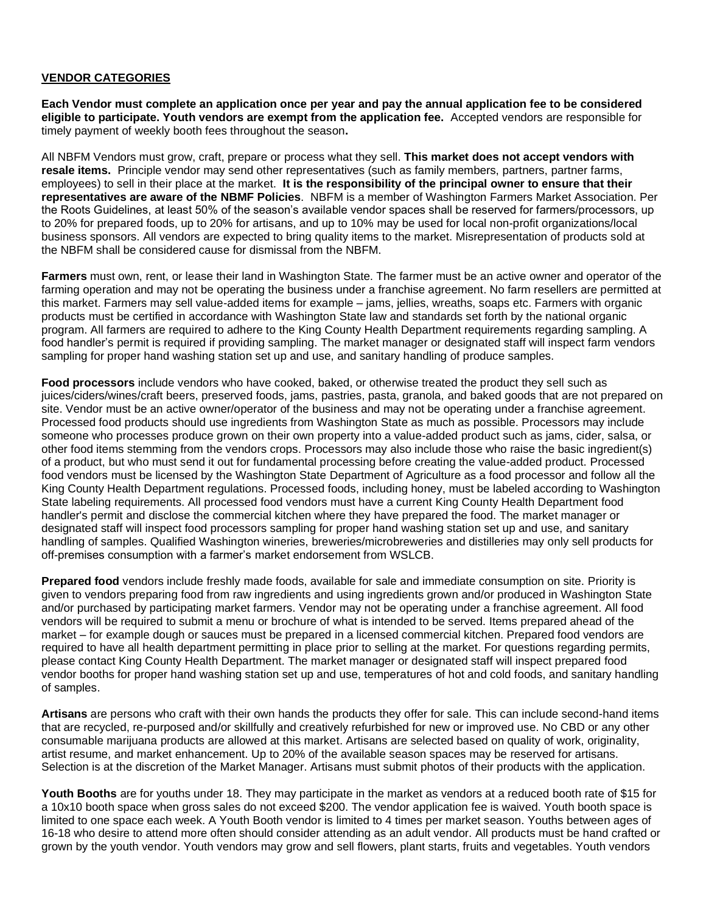## VENDOR CATEGORIES

**Each Vendor must complete an application once per year and pay the annual application fee to be considered eligible to participate. Youth vendors are exempt from the application fee.** Accepted vendors are responsible for timely payment of weekly booth fees throughout the season**.**

All NBFM Vendors must grow, craft, prepare or process what they sell. **This market does not accept vendors with resale items.** Principle vendor may send other representatives (such as family members, partners, partner farms, employees) to sell in their place at the market. **It is the responsibility of the principal owner to ensure that their representatives are aware of the NBMF Policies**. NBFM is a member of Washington Farmers Market Association. Per the Roots Guidelines, at least 50% of the season's available vendor spaces shall be reserved for farmers/processors, up to 20% for prepared foods, up to 20% for artisans, and up to 10% may be used for local non-profit organizations/local business sponsors. All vendors are expected to bring quality items to the market. Misrepresentation of products sold at the NBFM shall be considered cause for dismissal from the NBFM.

**Farmers** must own, rent, or lease their land in Washington State. The farmer must be an active owner and operator of the farming operation and may not be operating the business under a franchise agreement. No farm resellers are permitted at this market. Farmers may sell value-added items for example – jams, jellies, wreaths, soaps etc. Farmers with organic products must be certified in accordance with Washington State law and standards set forth by the national organic program. All farmers are required to adhere to the King County Health Department requirements regarding sampling. A food handler's permit is required if providing sampling. The market manager or designated staff will inspect farm vendors sampling for proper hand washing station set up and use, and sanitary handling of produce samples.

**Food processors** include vendors who have cooked, baked, or otherwise treated the product they sell such as juices/ciders/wines/craft beers, preserved foods, jams, pastries, pasta, granola, and baked goods that are not prepared on site. Vendor must be an active owner/operator of the business and may not be operating under a franchise agreement. Processed food products should use ingredients from Washington State as much as possible. Processors may include someone who processes produce grown on their own property into a value-added product such as jams, cider, salsa, or other food items stemming from the vendors crops. Processors may also include those who raise the basic ingredient(s) of a product, but who must send it out for fundamental processing before creating the value-added product. Processed food vendors must be licensed by the Washington State Department of Agriculture as a food processor and follow all the King County Health Department regulations. Processed foods, including honey, must be labeled according to Washington State labeling requirements. All processed food vendors must have a current King County Health Department food handler's permit and disclose the commercial kitchen where they have prepared the food. The market manager or designated staff will inspect food processors sampling for proper hand washing station set up and use, and sanitary handling of samples. Qualified Washington wineries, breweries/microbreweries and distilleries may only sell products for off-premises consumption with a farmer's market endorsement from WSLCB.

**Prepared food** vendors include freshly made foods, available for sale and immediate consumption on site. Priority is given to vendors preparing food from raw ingredients and using ingredients grown and/or produced in Washington State and/or purchased by participating market farmers. Vendor may not be operating under a franchise agreement. All food vendors will be required to submit a menu or brochure of what is intended to be served. Items prepared ahead of the market – for example dough or sauces must be prepared in a licensed commercial kitchen. Prepared food vendors are required to have all health department permitting in place prior to selling at the market. For questions regarding permits, please contact King County Health Department. The market manager or designated staff will inspect prepared food vendor booths for proper hand washing station set up and use, temperatures of hot and cold foods, and sanitary handling of samples.

**Artisans** are persons who craft with their own hands the products they offer for sale. This can include second-hand items that are recycled, re-purposed and/or skillfully and creatively refurbished for new or improved use. No CBD or any other consumable marijuana products are allowed at this market. Artisans are selected based on quality of work, originality, artist resume, and market enhancement. Up to 20% of the available season spaces may be reserved for artisans. Selection is at the discretion of the Market Manager. Artisans must submit photos of their products with the application.

**Youth Booths** are for youths under 18. They may participate in the market as vendors at a reduced booth rate of $15 for a 10x10 booth space when gross sales do not exceed $200. The vendor application fee is waived. Youth booth space is limited to one space each week. A Youth Booth vendor is limited to 4 times per market season. Youths between ages of 16-18 who desire to attend more often should consider attending as an adult vendor. All products must be hand crafted or grown by the youth vendor. Youth vendors may grow and sell flowers, plant starts, fruits and vegetables. Youth vendors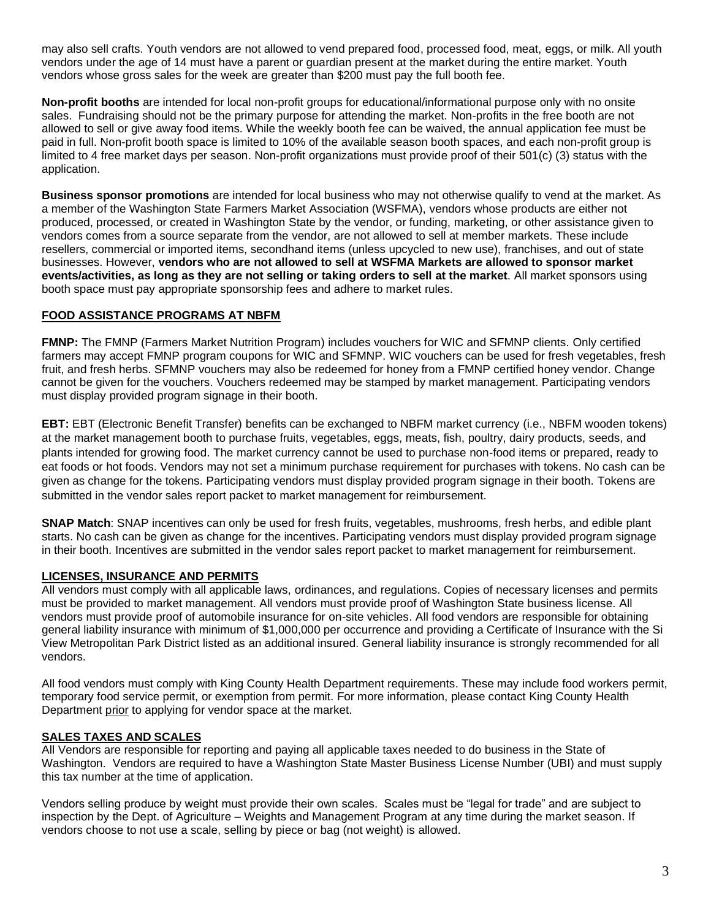may also sell crafts. Youth vendors are not allowed to vend prepared food, processed food, meat, eggs, or milk. All youth vendors under the age of 14 must have a parent or guardian present at the market during the entire market. Youth vendors whose gross sales for the week are greater than $200 must pay the full booth fee.

**Non-profit booths** are intended for local non-profit groups for educational/informational purpose only with no onsite sales. Fundraising should not be the primary purpose for attending the market. Non-profits in the free booth are not allowed to sell or give away food items. While the weekly booth fee can be waived, the annual application fee must be paid in full. Non-profit booth space is limited to 10% of the available season booth spaces, and each non-profit group is limited to 4 free market days per season. Non-profit organizations must provide proof of their 501(c) (3) status with the application.

**Business sponsor promotions** are intended for local business who may not otherwise qualify to vend at the market. As a member of the Washington State Farmers Market Association (WSFMA), vendors whose products are either not produced, processed, or created in Washington State by the vendor, or funding, marketing, or other assistance given to vendors comes from a source separate from the vendor, are not allowed to sell at member markets. These include resellers, commercial or imported items, secondhand items (unless upcycled to new use), franchises, and out of state businesses. However, **vendors who are not allowed to sell at WSFMA Markets are allowed to sponsor market events/activities, as long as they are not selling or taking orders to sell at the market**. All market sponsors using booth space must pay appropriate sponsorship fees and adhere to market rules.

## FOOD ASSISTANCE PROGRAMS AT NBFM

**FMNP:** The FMNP (Farmers Market Nutrition Program) includes vouchers for WIC and SFMNP clients. Only certified farmers may accept FMNP program coupons for WIC and SFMNP. WIC vouchers can be used for fresh vegetables, fresh fruit, and fresh herbs. SFMNP vouchers may also be redeemed for honey from a FMNP certified honey vendor. Change cannot be given for the vouchers. Vouchers redeemed may be stamped by market management. Participating vendors must display provided program signage in their booth.

**EBT:** EBT (Electronic Benefit Transfer) benefits can be exchanged to NBFM market currency (i.e., NBFM wooden tokens) at the market management booth to purchase fruits, vegetables, eggs, meats, fish, poultry, dairy products, seeds, and plants intended for growing food. The market currency cannot be used to purchase non-food items or prepared, ready to eat foods or hot foods. Vendors may not set a minimum purchase requirement for purchases with tokens. No cash can be given as change for the tokens. Participating vendors must display provided program signage in their booth. Tokens are submitted in the vendor sales report packet to market management for reimbursement.

**SNAP Match**: SNAP incentives can only be used for fresh fruits, vegetables, mushrooms, fresh herbs, and edible plant starts. No cash can be given as change for the incentives. Participating vendors must display provided program signage in their booth. Incentives are submitted in the vendor sales report packet to market management for reimbursement.

## LICENSES, INSURANCE AND PERMITS

All vendors must comply with all applicable laws, ordinances, and regulations. Copies of necessary licenses and permits must be provided to market management. All vendors must provide proof of Washington State business license. All vendors must provide proof of automobile insurance for on-site vehicles. All food vendors are responsible for obtaining general liability insurance with minimum of $1,000,000 per occurrence and providing a Certificate of Insurance with the Si View Metropolitan Park District listed as an additional insured. General liability insurance is strongly recommended for all vendors.

All food vendors must comply with King County Health Department requirements. These may include food workers permit, temporary food service permit, or exemption from permit. For more information, please contact King County Health Department prior to applying for vendor space at the market.

## SALES TAXES AND SCALES

All Vendors are responsible for reporting and paying all applicable taxes needed to do business in the State of Washington. Vendors are required to have a Washington State Master Business License Number (UBI) and must supply this tax number at the time of application.

Vendors selling produce by weight must provide their own scales. Scales must be "legal for trade" and are subject to inspection by the Dept. of Agriculture – Weights and Management Program at any time during the market season. If vendors choose to not use a scale, selling by piece or bag (not weight) is allowed.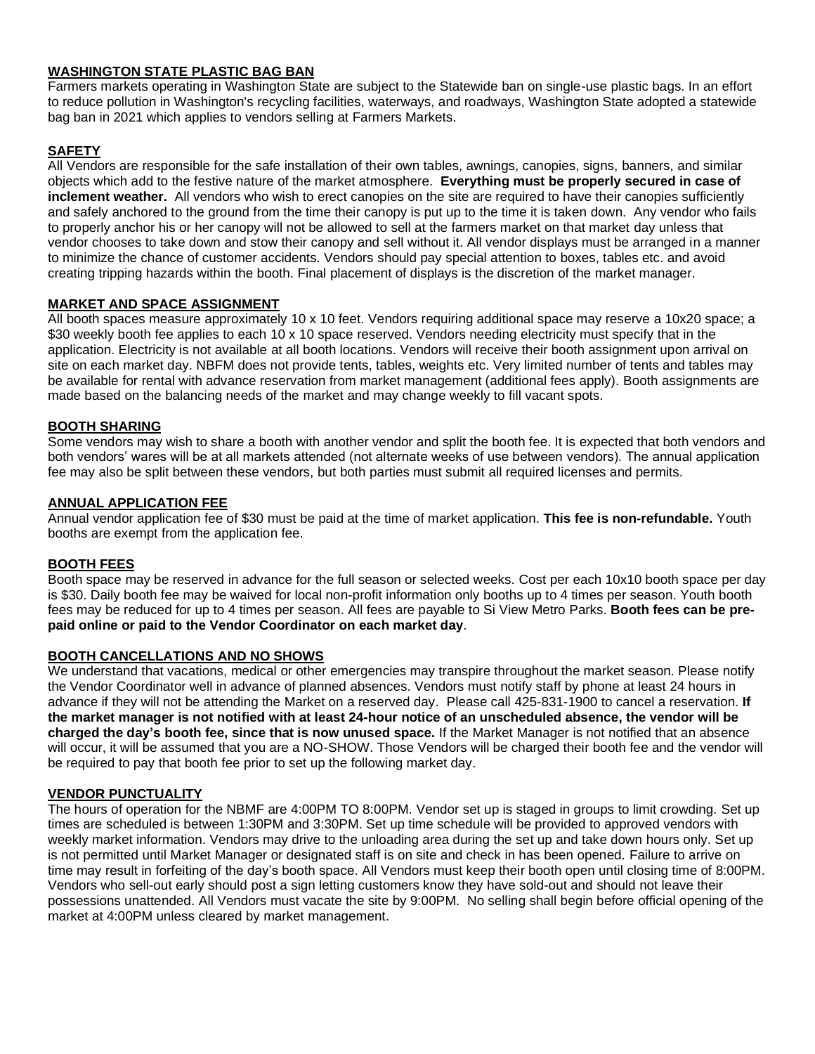## WASHINGTON STATE PLASTIC BAG BAN

Farmers markets operating in Washington State are subject to the Statewide ban on single-use plastic bags. In an effort to reduce pollution in Washington's recycling facilities, waterways, and roadways, Washington State adopted a statewide bag ban in 2021 which applies to vendors selling at Farmers Markets.

## SAFETY

All Vendors are responsible for the safe installation of their own tables, awnings, canopies, signs, banners, and similar objects which add to the festive nature of the market atmosphere. **Everything must be properly secured in case of inclement weather.** All vendors who wish to erect canopies on the site are required to have their canopies sufficiently and safely anchored to the ground from the time their canopy is put up to the time it is taken down. Any vendor who fails to properly anchor his or her canopy will not be allowed to sell at the farmers market on that market day unless that vendor chooses to take down and stow their canopy and sell without it. All vendor displays must be arranged in a manner to minimize the chance of customer accidents. Vendors should pay special attention to boxes, tables etc. and avoid creating tripping hazards within the booth. Final placement of displays is the discretion of the market manager.

## MARKET AND SPACE ASSIGNMENT

All booth spaces measure approximately 10 x 10 feet. Vendors requiring additional space may reserve a 10x20 space; a $30 weekly booth fee applies to each 10 x 10 space reserved. Vendors needing electricity must specify that in the application. Electricity is not available at all booth locations. Vendors will receive their booth assignment upon arrival on site on each market day. NBFM does not provide tents, tables, weights etc. Very limited number of tents and tables may be available for rental with advance reservation from market management (additional fees apply). Booth assignments are made based on the balancing needs of the market and may change weekly to fill vacant spots.

## BOOTH SHARING

Some vendors may wish to share a booth with another vendor and split the booth fee. It is expected that both vendors and both vendors' wares will be at all markets attended (not alternate weeks of use between vendors). The annual application fee may also be split between these vendors, but both parties must submit all required licenses and permits.

## ANNUAL APPLICATION FEE

Annual vendor application fee of $30 must be paid at the time of market application. **This fee is non-refundable.** Youth booths are exempt from the application fee.

## BOOTH FEES

Booth space may be reserved in advance for the full season or selected weeks. Cost per each 10x10 booth space per day is $30. Daily booth fee may be waived for local non-profit information only booths up to 4 times per season. Youth booth fees may be reduced for up to 4 times per season. All fees are payable to Si View Metro Parks. **Booth fees can be pre-paid online or paid to the Vendor Coordinator on each market day**.

## BOOTH CANCELLATIONS AND NO SHOWS

We understand that vacations, medical or other emergencies may transpire throughout the market season. Please notify the Vendor Coordinator well in advance of planned absences. Vendors must notify staff by phone at least 24 hours in advance if they will not be attending the Market on a reserved day. Please call 425-831-1900 to cancel a reservation. **If the market manager is not notified with at least 24-hour notice of an unscheduled absence, the vendor will be charged the day's booth fee, since that is now unused space.** If the Market Manager is not notified that an absence will occur, it will be assumed that you are a NO-SHOW. Those Vendors will be charged their booth fee and the vendor will be required to pay that booth fee prior to set up the following market day.

## VENDOR PUNCTUALITY

The hours of operation for the NBMF are 4:00PM TO 8:00PM. Vendor set up is staged in groups to limit crowding. Set up times are scheduled is between 1:30PM and 3:30PM. Set up time schedule will be provided to approved vendors with weekly market information. Vendors may drive to the unloading area during the set up and take down hours only. Set up is not permitted until Market Manager or designated staff is on site and check in has been opened. Failure to arrive on time may result in forfeiting of the day's booth space. All Vendors must keep their booth open until closing time of 8:00PM. Vendors who sell-out early should post a sign letting customers know they have sold-out and should not leave their possessions unattended. All Vendors must vacate the site by 9:00PM. No selling shall begin before official opening of the market at 4:00PM unless cleared by market management.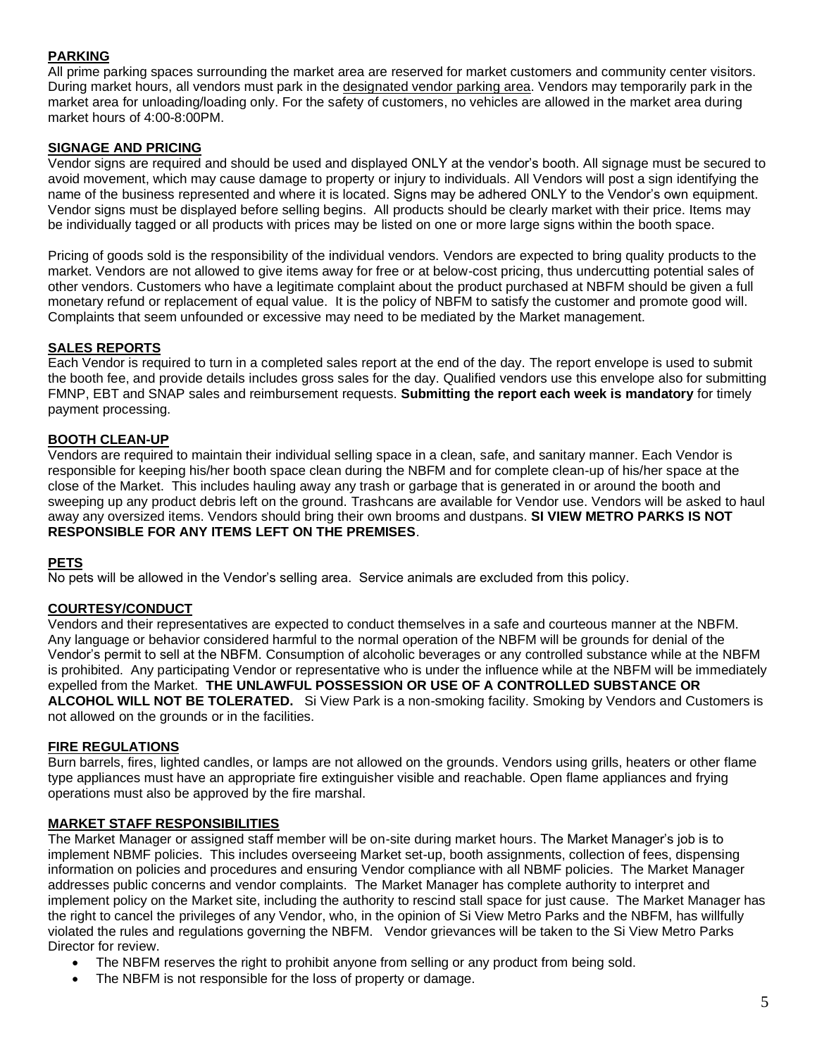## PARKING

All prime parking spaces surrounding the market area are reserved for market customers and community center visitors. During market hours, all vendors must park in the designated vendor parking area. Vendors may temporarily park in the market area for unloading/loading only. For the safety of customers, no vehicles are allowed in the market area during market hours of 4:00-8:00PM.

## SIGNAGE AND PRICING

Vendor signs are required and should be used and displayed ONLY at the vendor's booth. All signage must be secured to avoid movement, which may cause damage to property or injury to individuals. All Vendors will post a sign identifying the name of the business represented and where it is located. Signs may be adhered ONLY to the Vendor's own equipment. Vendor signs must be displayed before selling begins. All products should be clearly market with their price. Items may be individually tagged or all products with prices may be listed on one or more large signs within the booth space.

Pricing of goods sold is the responsibility of the individual vendors. Vendors are expected to bring quality products to the market. Vendors are not allowed to give items away for free or at below-cost pricing, thus undercutting potential sales of other vendors. Customers who have a legitimate complaint about the product purchased at NBFM should be given a full monetary refund or replacement of equal value. It is the policy of NBFM to satisfy the customer and promote good will. Complaints that seem unfounded or excessive may need to be mediated by the Market management.

## SALES REPORTS

Each Vendor is required to turn in a completed sales report at the end of the day. The report envelope is used to submit the booth fee, and provide details includes gross sales for the day. Qualified vendors use this envelope also for submitting FMNP, EBT and SNAP sales and reimbursement requests. **Submitting the report each week is mandatory** for timely payment processing.

## BOOTH CLEAN-UP

Vendors are required to maintain their individual selling space in a clean, safe, and sanitary manner. Each Vendor is responsible for keeping his/her booth space clean during the NBFM and for complete clean-up of his/her space at the close of the Market. This includes hauling away any trash or garbage that is generated in or around the booth and sweeping up any product debris left on the ground. Trashcans are available for Vendor use. Vendors will be asked to haul away any oversized items. Vendors should bring their own brooms and dustpans. **SI VIEW METRO PARKS IS NOT RESPONSIBLE FOR ANY ITEMS LEFT ON THE PREMISES**.

## PETS

No pets will be allowed in the Vendor's selling area. Service animals are excluded from this policy.

## COURTESY/CONDUCT

Vendors and their representatives are expected to conduct themselves in a safe and courteous manner at the NBFM. Any language or behavior considered harmful to the normal operation of the NBFM will be grounds for denial of the Vendor's permit to sell at the NBFM. Consumption of alcoholic beverages or any controlled substance while at the NBFM is prohibited. Any participating Vendor or representative who is under the influence while at the NBFM will be immediately expelled from the Market. **THE UNLAWFUL POSSESSION OR USE OF A CONTROLLED SUBSTANCE OR ALCOHOL WILL NOT BE TOLERATED.** Si View Park is a non-smoking facility. Smoking by Vendors and Customers is not allowed on the grounds or in the facilities.

## FIRE REGULATIONS

Burn barrels, fires, lighted candles, or lamps are not allowed on the grounds. Vendors using grills, heaters or other flame type appliances must have an appropriate fire extinguisher visible and reachable. Open flame appliances and frying operations must also be approved by the fire marshal.

## MARKET STAFF RESPONSIBILITIES

The Market Manager or assigned staff member will be on-site during market hours. The Market Manager's job is to implement NBMF policies. This includes overseeing Market set-up, booth assignments, collection of fees, dispensing information on policies and procedures and ensuring Vendor compliance with all NBMF policies. The Market Manager addresses public concerns and vendor complaints. The Market Manager has complete authority to interpret and implement policy on the Market site, including the authority to rescind stall space for just cause. The Market Manager has the right to cancel the privileges of any Vendor, who, in the opinion of Si View Metro Parks and the NBFM, has willfully violated the rules and regulations governing the NBFM. Vendor grievances will be taken to the Si View Metro Parks Director for review.

- The NBFM reserves the right to prohibit anyone from selling or any product from being sold.
- The NBFM is not responsible for the loss of property or damage.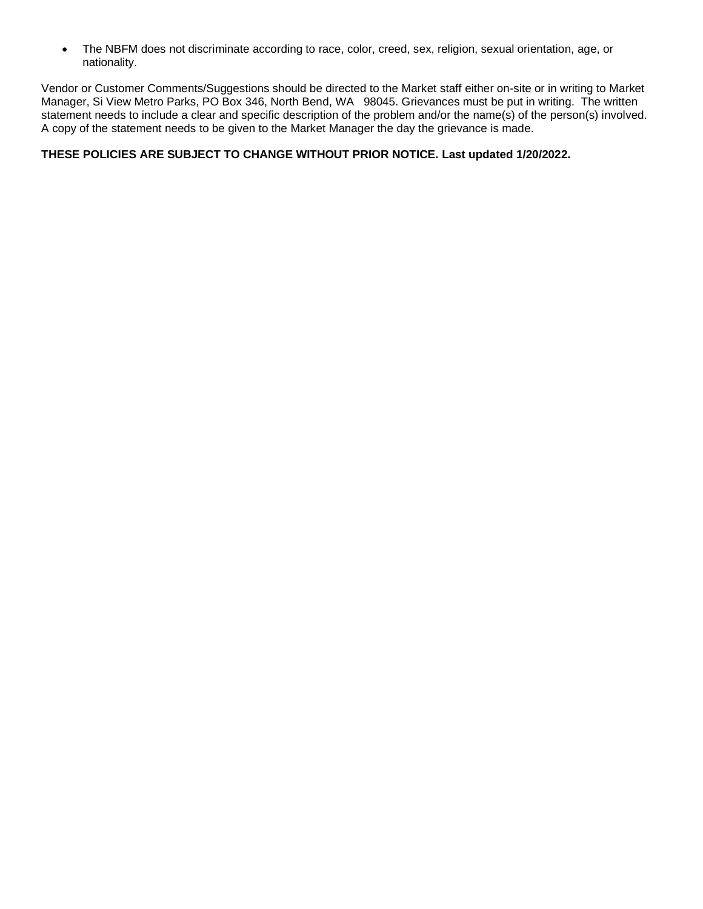- The NBFM does not discriminate according to race, color, creed, sex, religion, sexual orientation, age, or nationality.

Vendor or Customer Comments/Suggestions should be directed to the Market staff either on-site or in writing to Market Manager, Si View Metro Parks, PO Box 346, North Bend, WA 98045. Grievances must be put in writing. The written statement needs to include a clear and specific description of the problem and/or the name(s) of the person(s) involved. A copy of the statement needs to be given to the Market Manager the day the grievance is made.

**THESE POLICIES ARE SUBJECT TO CHANGE WITHOUT PRIOR NOTICE. Last updated 1/20/2022.**